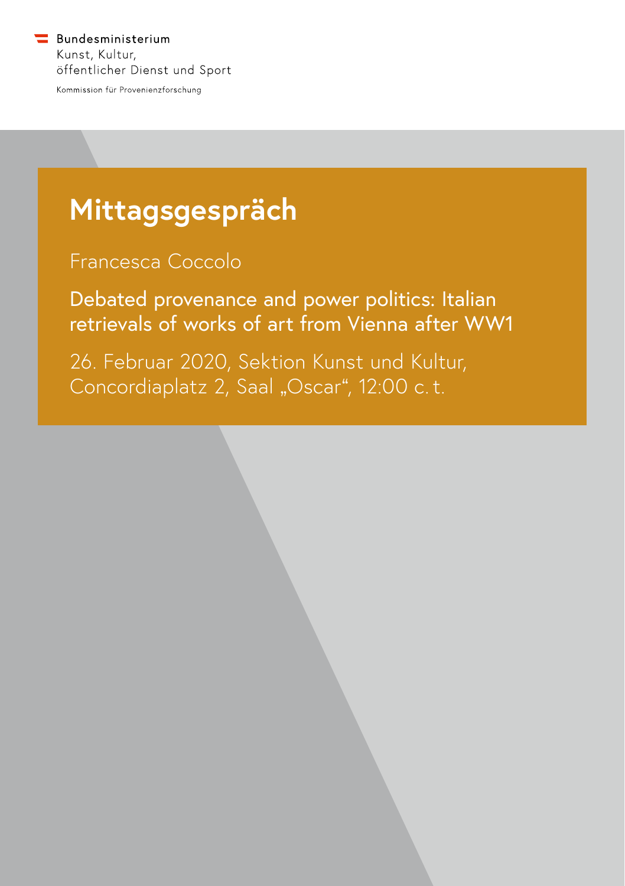Bundesministerium
Kunst, Kultur,
öffentlicher Dienst und Sport

Kommission für Provenienzforschung

# Mittagsgespräch

Francesca Coccolo

**Debated provenance and power politics: Italian retrievals of works of art from Vienna after WW1**

26. Februar 2020, Sektion Kunst und Kultur, Concordiaplatz 2, Saal „Oscar", 12:00 c. t.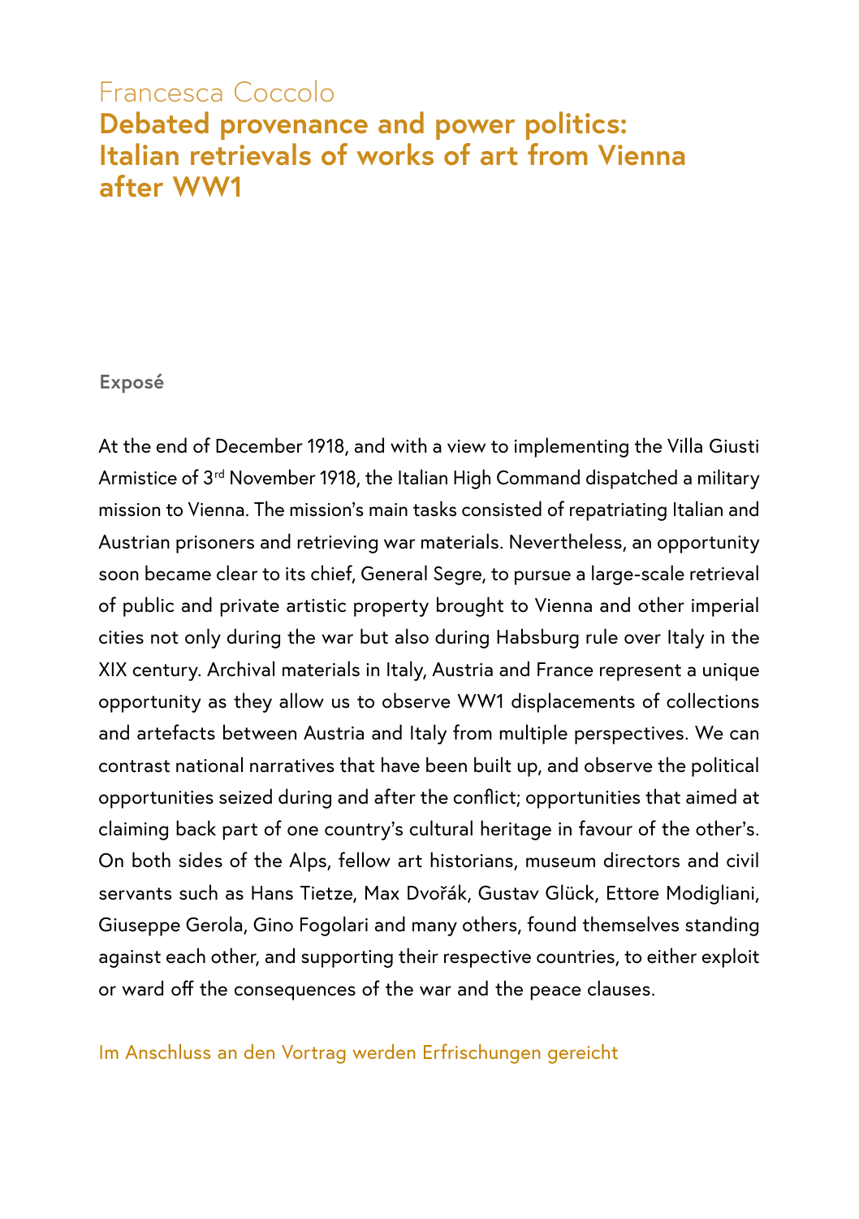# Francesca Coccolo

## Debated provenance and power politics: Italian retrievals of works of art from Vienna after WW1

### Exposé

At the end of December 1918, and with a view to implementing the Villa Giusti Armistice of 3rd November 1918, the Italian High Command dispatched a military mission to Vienna. The mission's main tasks consisted of repatriating Italian and Austrian prisoners and retrieving war materials. Nevertheless, an opportunity soon became clear to its chief, General Segre, to pursue a large-scale retrieval of public and private artistic property brought to Vienna and other imperial cities not only during the war but also during Habsburg rule over Italy in the XIX century. Archival materials in Italy, Austria and France represent a unique opportunity as they allow us to observe WW1 displacements of collections and artefacts between Austria and Italy from multiple perspectives. We can contrast national narratives that have been built up, and observe the political opportunities seized during and after the conflict; opportunities that aimed at claiming back part of one country's cultural heritage in favour of the other's. On both sides of the Alps, fellow art historians, museum directors and civil servants such as Hans Tietze, Max Dvořák, Gustav Glück, Ettore Modigliani, Giuseppe Gerola, Gino Fogolari and many others, found themselves standing against each other, and supporting their respective countries, to either exploit or ward off the consequences of the war and the peace clauses.

Im Anschluss an den Vortrag werden Erfrischungen gereicht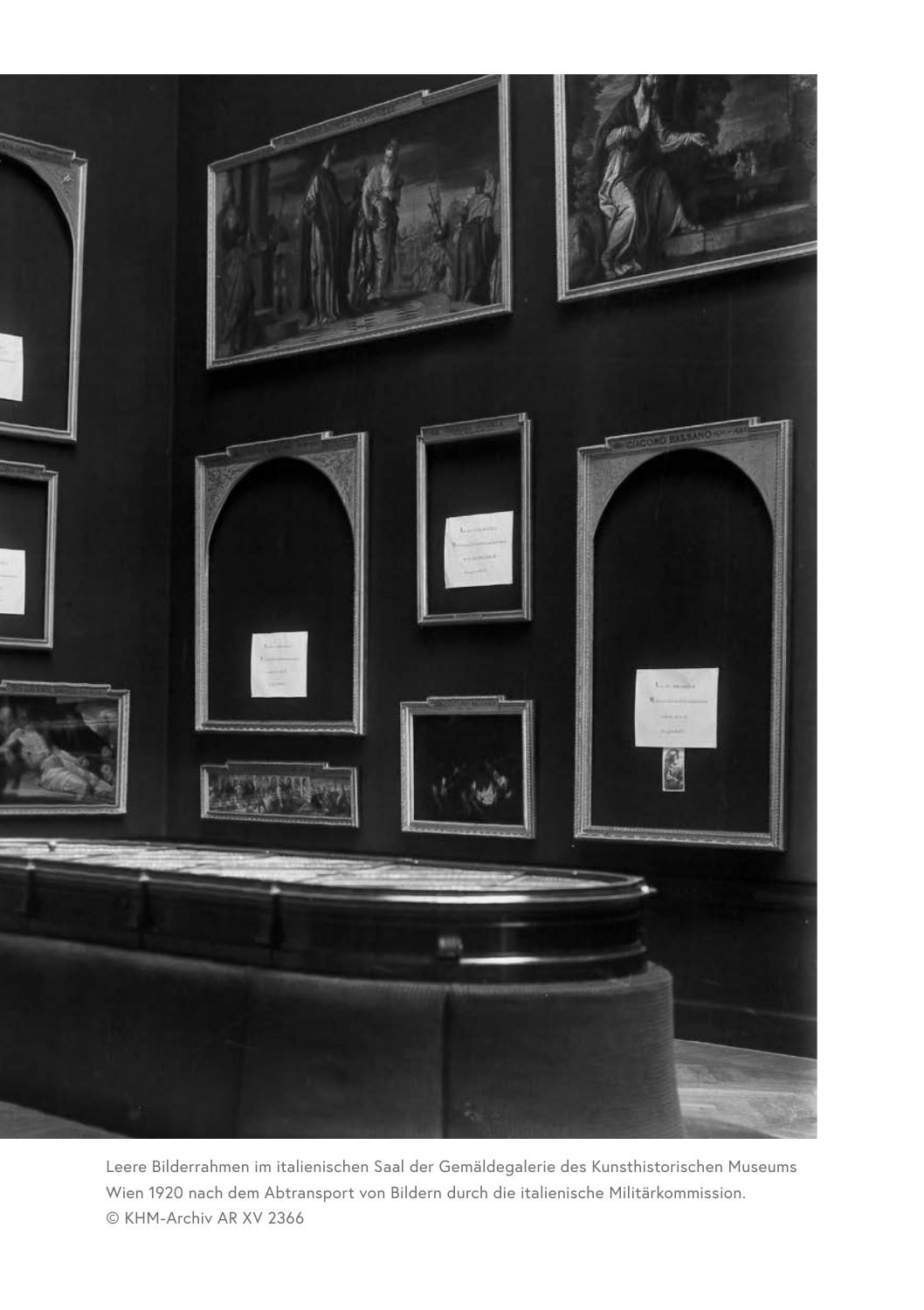Leere Bilderrahmen im italienischen Saal der Gemäldegalerie des Kunsthistorischen Museums Wien 1920 nach dem Abtransport von Bildern durch die italienische Militärkommission.
© KHM-Archiv AR XV 2366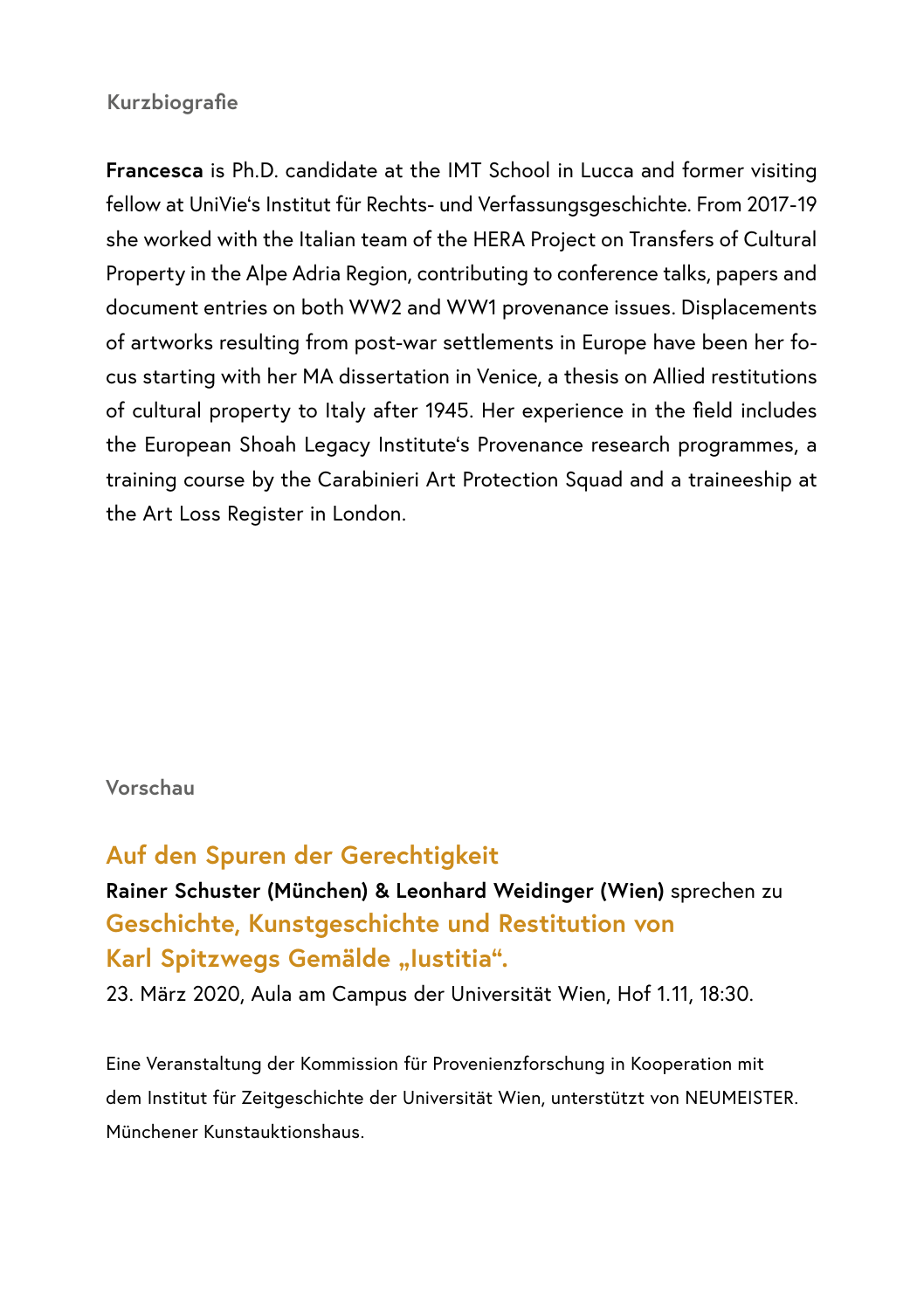## Kurzbiografie

**Francesca** is Ph.D. candidate at the IMT School in Lucca and former visiting fellow at UniVie's Institut für Rechts- und Verfassungsgeschichte. From 2017-19 she worked with the Italian team of the HERA Project on Transfers of Cultural Property in the Alpe Adria Region, contributing to conference talks, papers and document entries on both WW2 and WW1 provenance issues. Displacements of artworks resulting from post-war settlements in Europe have been her focus starting with her MA dissertation in Venice, a thesis on Allied restitutions of cultural property to Italy after 1945. Her experience in the field includes the European Shoah Legacy Institute's Provenance research programmes, a training course by the Carabinieri Art Protection Squad and a traineeship at the Art Loss Register in London.

## Vorschau

### Auf den Spuren der Gerechtigkeit

**Rainer Schuster (München) & Leonhard Weidinger (Wien)** sprechen zu

### Geschichte, Kunstgeschichte und Restitution von Karl Spitzwegs Gemälde „Iustitia".

23. März 2020, Aula am Campus der Universität Wien, Hof 1.11, 18:30.

Eine Veranstaltung der Kommission für Provenienzforschung in Kooperation mit dem Institut für Zeitgeschichte der Universität Wien, unterstützt von NEUMEISTER. Münchener Kunstauktionshaus.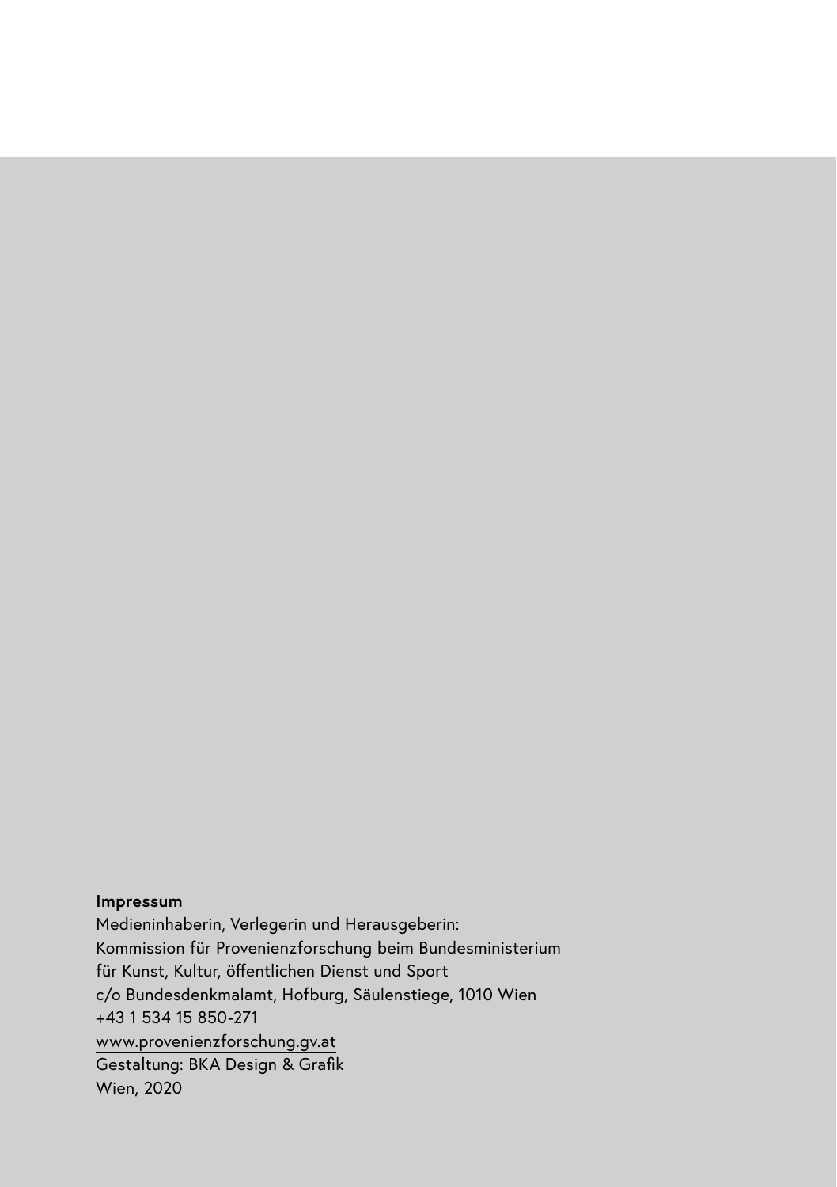**Impressum**

Medieninhaberin, Verlegerin und Herausgeberin:
Kommission für Provenienzforschung beim Bundesministerium für Kunst, Kultur, öffentlichen Dienst und Sport
c/o Bundesdenkmalamt, Hofburg, Säulenstiege, 1010 Wien
+43 1 534 15 850-271
www.provenienzforschung.gv.at
Gestaltung: BKA Design & Grafik
Wien, 2020